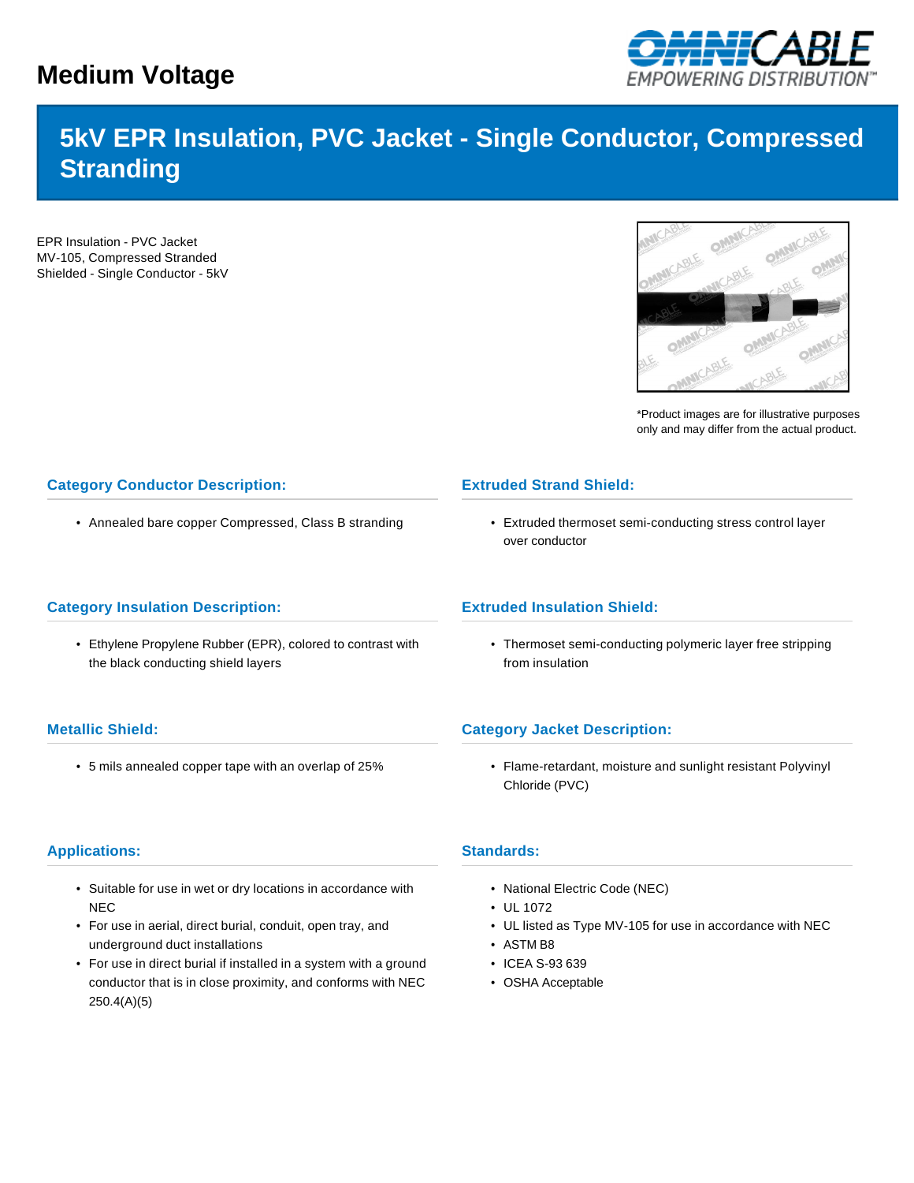# Medium Voltage

## 5kV EPR Insulation, PVC Jacket - Single Conductor, Compressed Stranding

EPR Insulation - PVC Jacket
MV-105, Compressed Stranded
Shielded - Single Conductor - 5kV

*Product images are for illustrative purposes only and may differ from the actual product.

### Category Conductor Description:

- Annealed bare copper Compressed, Class B stranding

### Extruded Strand Shield:

- Extruded thermoset semi-conducting stress control layer over conductor

### Category Insulation Description:

- Ethylene Propylene Rubber (EPR), colored to contrast with the black conducting shield layers

### Extruded Insulation Shield:

- Thermoset semi-conducting polymeric layer free stripping from insulation

### Metallic Shield:

- 5 mils annealed copper tape with an overlap of 25%

### Category Jacket Description:

- Flame-retardant, moisture and sunlight resistant Polyvinyl Chloride (PVC)

### Applications:

- Suitable for use in wet or dry locations in accordance with NEC
- For use in aerial, direct burial, conduit, open tray, and underground duct installations
- For use in direct burial if installed in a system with a ground conductor that is in close proximity, and conforms with NEC 250.4(A)(5)

### Standards:

- National Electric Code (NEC)
- UL 1072
- UL listed as Type MV-105 for use in accordance with NEC
- ASTM B8
- ICEA S-93 639
- OSHA Acceptable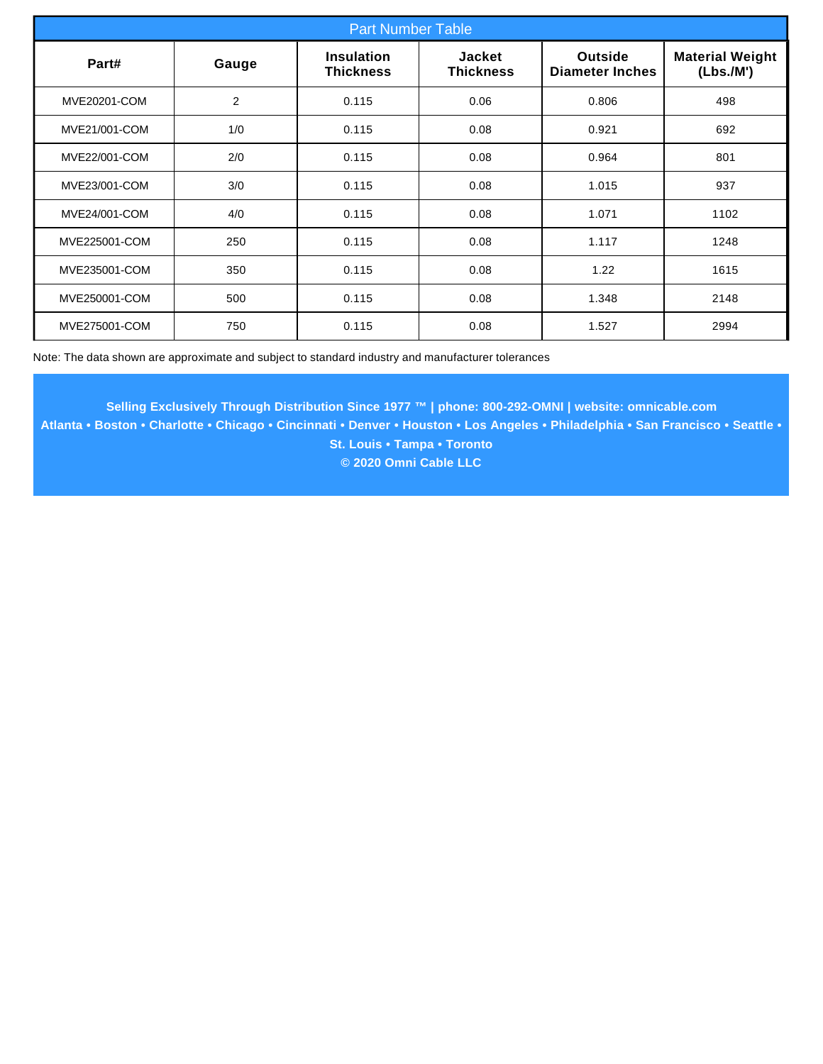## Part Number Table

| Part# | Gauge | Insulation Thickness | Jacket Thickness | Outside Diameter Inches | Material Weight (Lbs./M') |
|---|---|---|---|---|---|
| MVE20201-COM | 2 | 0.115 | 0.06 | 0.806 | 498 |
| MVE21/001-COM | 1/0 | 0.115 | 0.08 | 0.921 | 692 |
| MVE22/001-COM | 2/0 | 0.115 | 0.08 | 0.964 | 801 |
| MVE23/001-COM | 3/0 | 0.115 | 0.08 | 1.015 | 937 |
| MVE24/001-COM | 4/0 | 0.115 | 0.08 | 1.071 | 1102 |
| MVE225001-COM | 250 | 0.115 | 0.08 | 1.117 | 1248 |
| MVE235001-COM | 350 | 0.115 | 0.08 | 1.22 | 1615 |
| MVE250001-COM | 500 | 0.115 | 0.08 | 1.348 | 2148 |
| MVE275001-COM | 750 | 0.115 | 0.08 | 1.527 | 2994 |

Note: The data shown are approximate and subject to standard industry and manufacturer tolerances

**Selling Exclusively Through Distribution Since 1977 ™ | phone: 800-292-OMNI | website: omnicable.com**
**Atlanta • Boston • Charlotte • Chicago • Cincinnati • Denver • Houston • Los Angeles • Philadelphia • San Francisco • Seattle • St. Louis • Tampa • Toronto**
**© 2020 Omni Cable LLC**